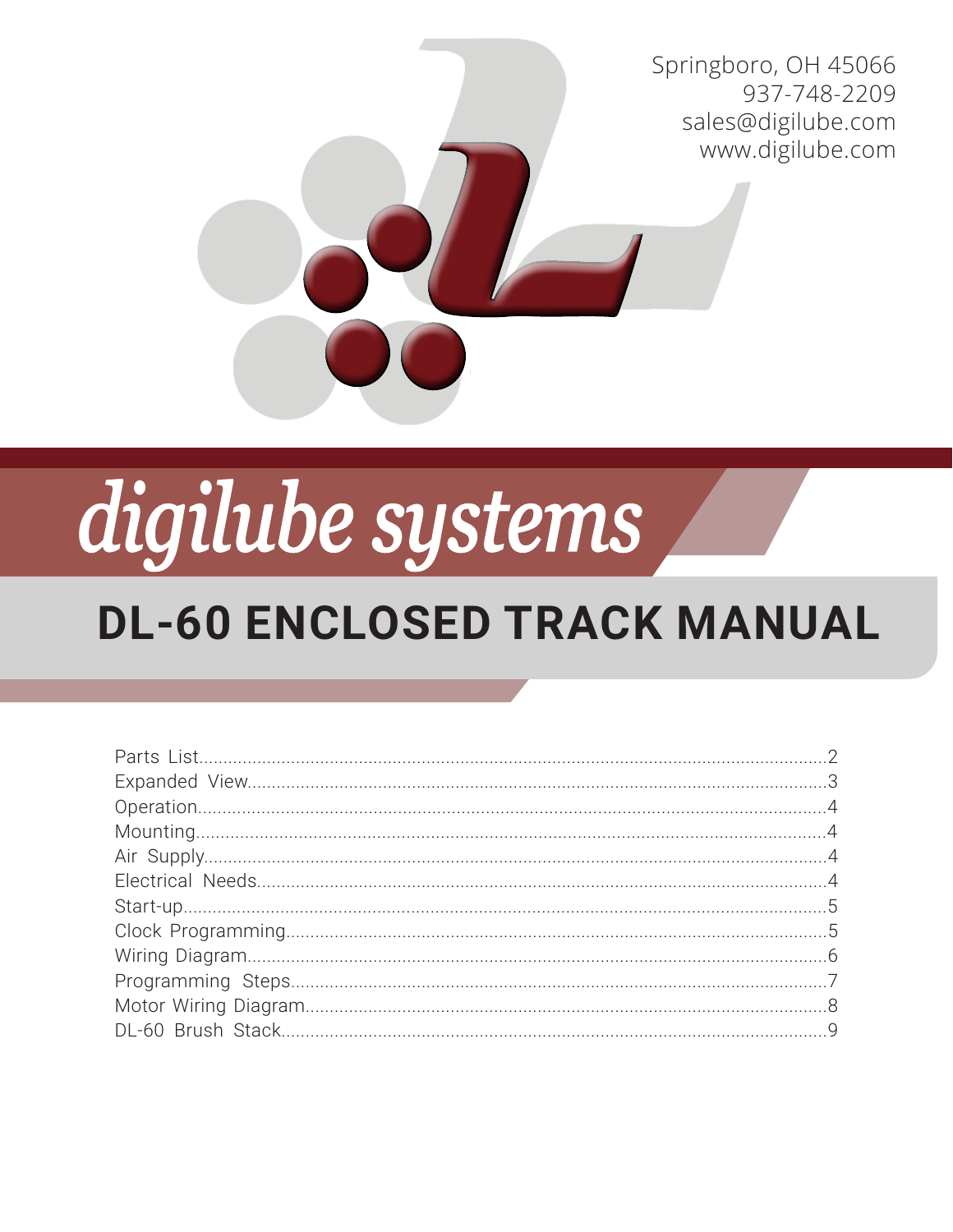Springboro, OH 45066
937-748-2209
sales@digilube.com
www.digilube.com

*digilube systems*

# DL-60 ENCLOSED TRACK MANUAL

| | |
|---|---|
| Parts List | 2 |
| Expanded View | 3 |
| Operation | 4 |
| Mounting | 4 |
| Air Supply | 4 |
| Electrical Needs | 4 |
| Start-up | 5 |
| Clock Programming | 5 |
| Wiring Diagram | 6 |
| Programming Steps | 7 |
| Motor Wiring Diagram | 8 |
| DL-60 Brush Stack | 9 |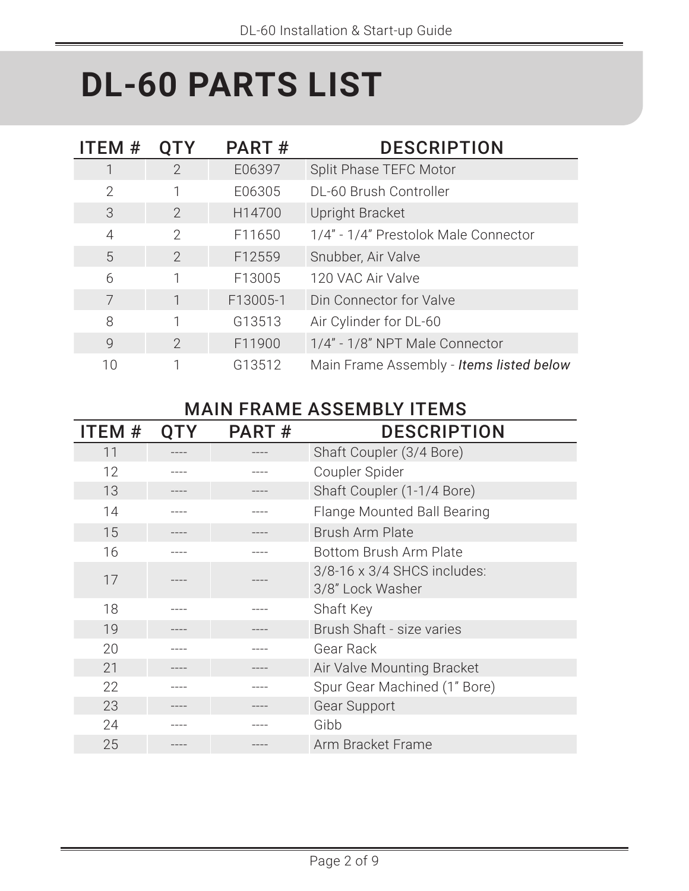# DL-60 PARTS LIST

| ITEM # | QTY | PART # | DESCRIPTION |
|---|---|---|---|
| 1 | 2 | E06397 | Split Phase TEFC Motor |
| 2 | 1 | E06305 | DL-60 Brush Controller |
| 3 | 2 | H14700 | Upright Bracket |
| 4 | 2 | F11650 | 1/4” - 1/4” Prestolok Male Connector |
| 5 | 2 | F12559 | Snubber, Air Valve |
| 6 | 1 | F13005 | 120 VAC Air Valve |
| 7 | 1 | F13005-1 | Din Connector for Valve |
| 8 | 1 | G13513 | Air Cylinder for DL-60 |
| 9 | 2 | F11900 | 1/4” - 1/8” NPT Male Connector |
| 10 | 1 | G13512 | Main Frame Assembly - ***Items listed below*** |

## MAIN FRAME ASSEMBLY ITEMS

| ITEM # | QTY | PART # | DESCRIPTION |
|---|---|---|---|
| 11 | ---- | ---- | Shaft Coupler (3/4 Bore) |
| 12 | ---- | ---- | Coupler Spider |
| 13 | ---- | ---- | Shaft Coupler (1-1/4 Bore) |
| 14 | ---- | ---- | Flange Mounted Ball Bearing |
| 15 | ---- | ---- | Brush Arm Plate |
| 16 | ---- | ---- | Bottom Brush Arm Plate |
| 17 | ---- | ---- | 3/8-16 x 3/4 SHCS includes: 3/8” Lock Washer |
| 18 | ---- | ---- | Shaft Key |
| 19 | ---- | ---- | Brush Shaft - size varies |
| 20 | ---- | ---- | Gear Rack |
| 21 | ---- | ---- | Air Valve Mounting Bracket |
| 22 | ---- | ---- | Spur Gear Machined (1” Bore) |
| 23 | ---- | ---- | Gear Support |
| 24 | ---- | ---- | Gibb |
| 25 | ---- | ---- | Arm Bracket Frame |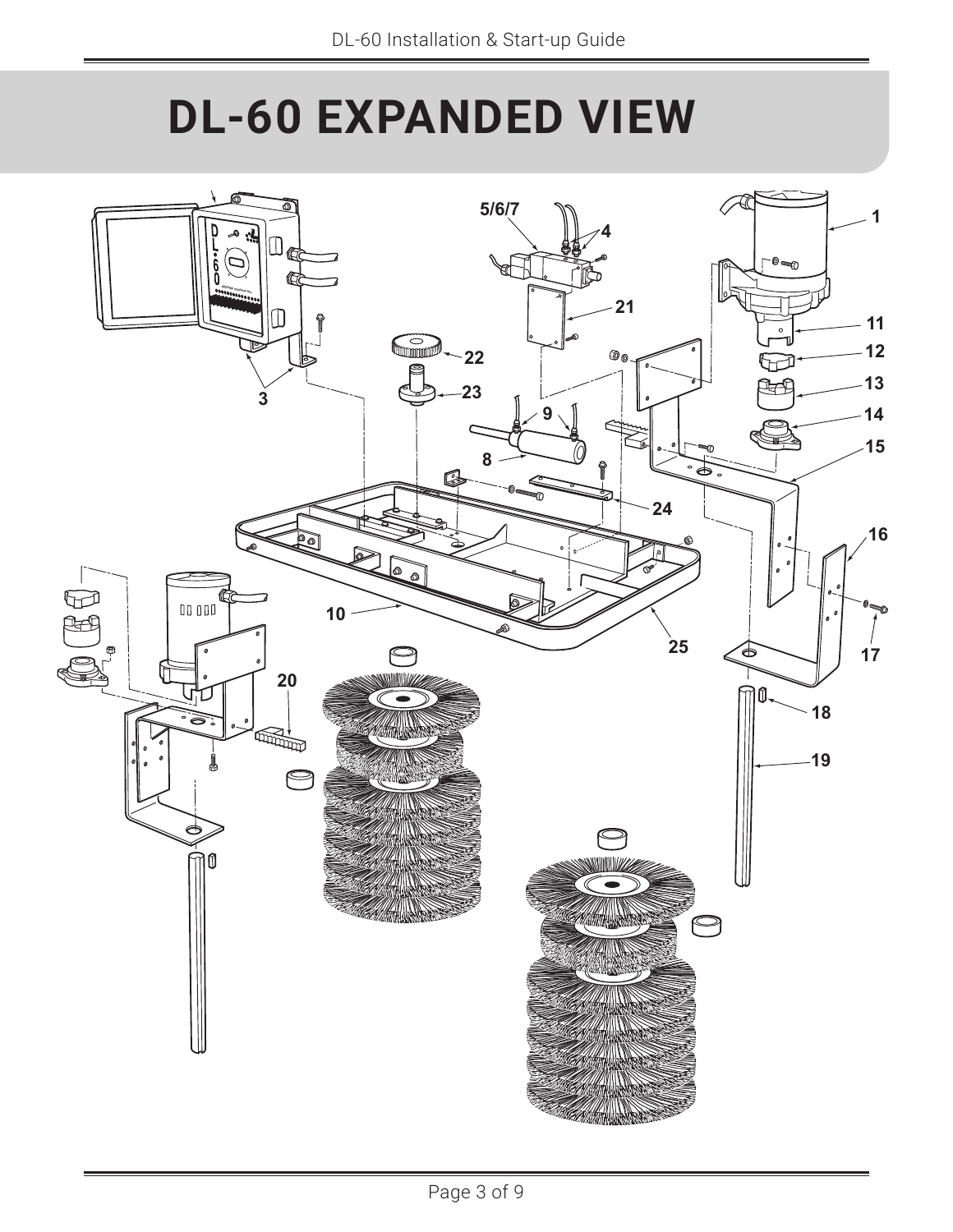# DL-60 EXPANDED VIEW

1

3

4

5/6/7

8

9

10

11

12

13

14

15

16

17

18

19

20

21

22

23

24

25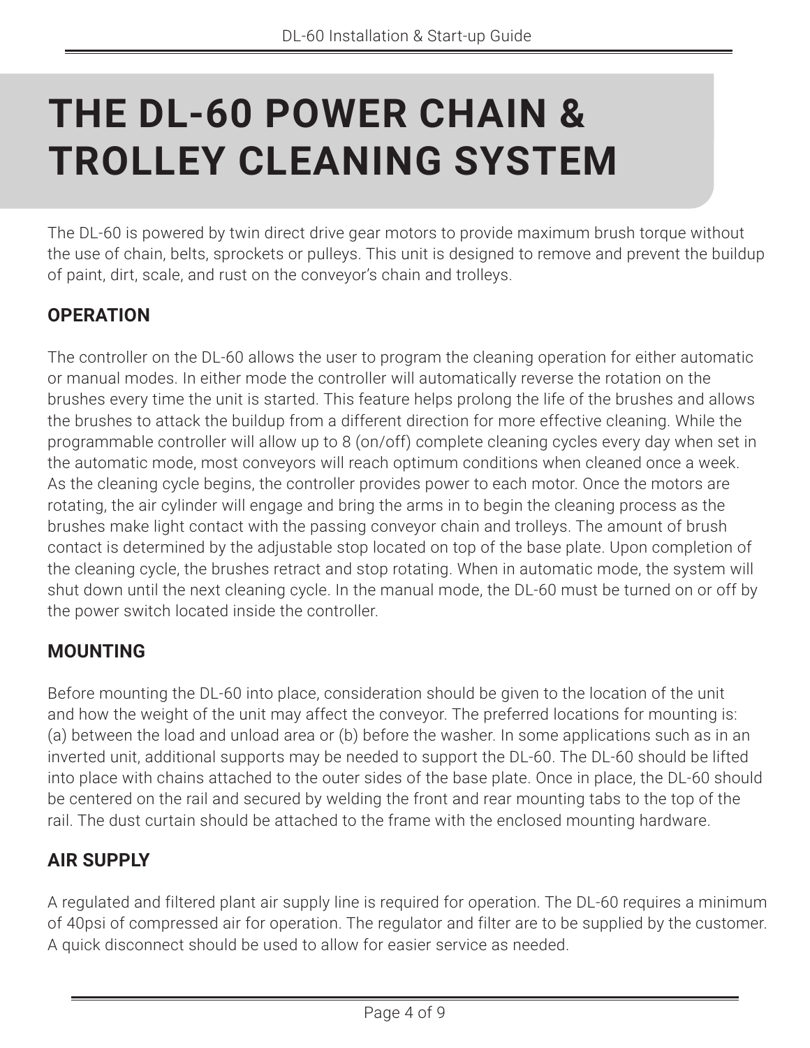# THE DL-60 POWER CHAIN & TROLLEY CLEANING SYSTEM

The DL-60 is powered by twin direct drive gear motors to provide maximum brush torque without the use of chain, belts, sprockets or pulleys. This unit is designed to remove and prevent the buildup of paint, dirt, scale, and rust on the conveyor's chain and trolleys.

## OPERATION

The controller on the DL-60 allows the user to program the cleaning operation for either automatic or manual modes. In either mode the controller will automatically reverse the rotation on the brushes every time the unit is started. This feature helps prolong the life of the brushes and allows the brushes to attack the buildup from a different direction for more effective cleaning. While the programmable controller will allow up to 8 (on/off) complete cleaning cycles every day when set in the automatic mode, most conveyors will reach optimum conditions when cleaned once a week. As the cleaning cycle begins, the controller provides power to each motor. Once the motors are rotating, the air cylinder will engage and bring the arms in to begin the cleaning process as the brushes make light contact with the passing conveyor chain and trolleys. The amount of brush contact is determined by the adjustable stop located on top of the base plate. Upon completion of the cleaning cycle, the brushes retract and stop rotating. When in automatic mode, the system will shut down until the next cleaning cycle. In the manual mode, the DL-60 must be turned on or off by the power switch located inside the controller.

## MOUNTING

Before mounting the DL-60 into place, consideration should be given to the location of the unit and how the weight of the unit may affect the conveyor. The preferred locations for mounting is: (a) between the load and unload area or (b) before the washer. In some applications such as in an inverted unit, additional supports may be needed to support the DL-60. The DL-60 should be lifted into place with chains attached to the outer sides of the base plate. Once in place, the DL-60 should be centered on the rail and secured by welding the front and rear mounting tabs to the top of the rail. The dust curtain should be attached to the frame with the enclosed mounting hardware.

## AIR SUPPLY

A regulated and filtered plant air supply line is required for operation. The DL-60 requires a minimum of 40psi of compressed air for operation. The regulator and filter are to be supplied by the customer. A quick disconnect should be used to allow for easier service as needed.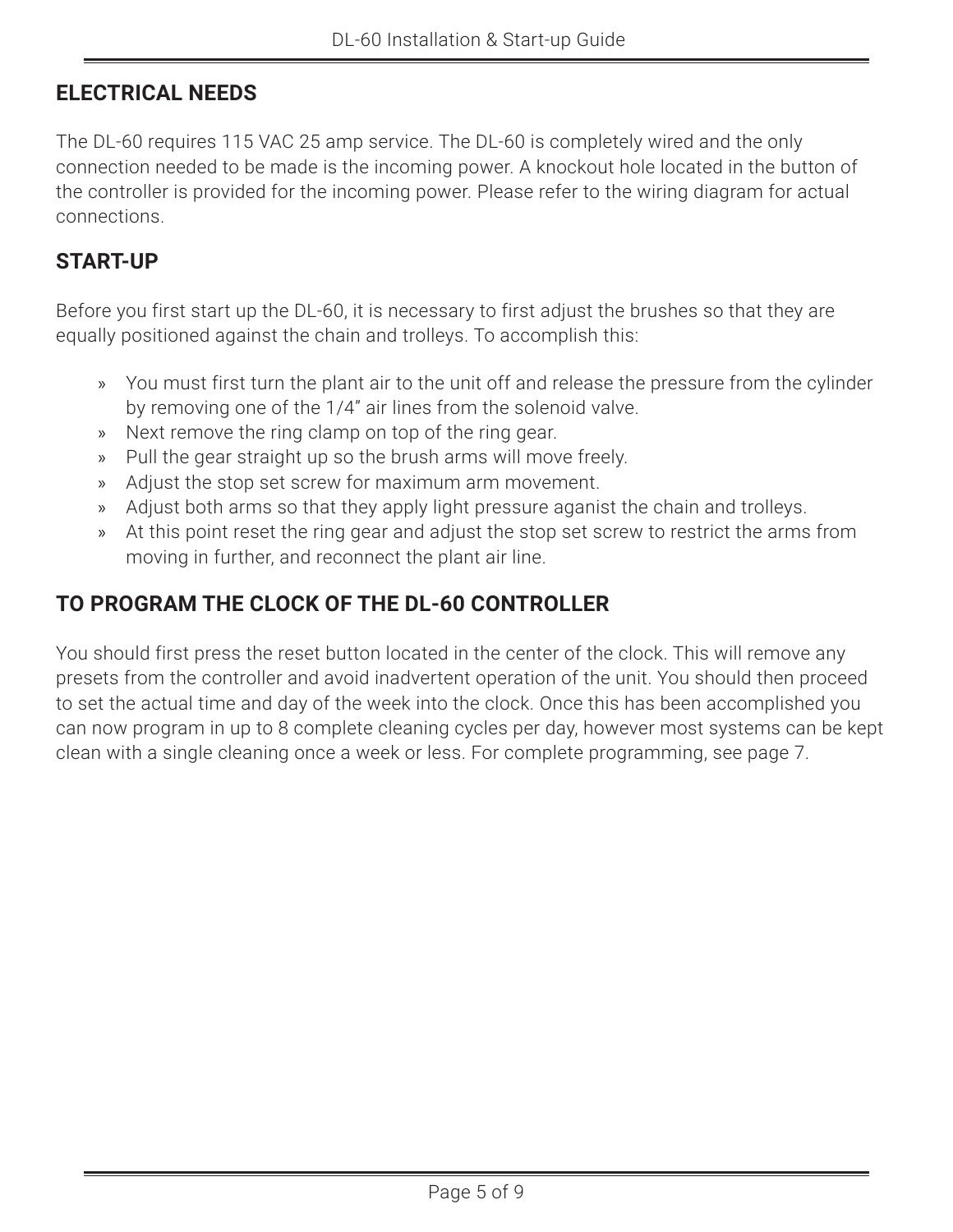## ELECTRICAL NEEDS

The DL-60 requires 115 VAC 25 amp service. The DL-60 is completely wired and the only connection needed to be made is the incoming power. A knockout hole located in the button of the controller is provided for the incoming power. Please refer to the wiring diagram for actual connections.

## START-UP

Before you first start up the DL-60, it is necessary to first adjust the brushes so that they are equally positioned against the chain and trolleys. To accomplish this:

- You must first turn the plant air to the unit off and release the pressure from the cylinder by removing one of the 1/4" air lines from the solenoid valve.
- Next remove the ring clamp on top of the ring gear.
- Pull the gear straight up so the brush arms will move freely.
- Adjust the stop set screw for maximum arm movement.
- Adjust both arms so that they apply light pressure aganist the chain and trolleys.
- At this point reset the ring gear and adjust the stop set screw to restrict the arms from moving in further, and reconnect the plant air line.

## TO PROGRAM THE CLOCK OF THE DL-60 CONTROLLER

You should first press the reset button located in the center of the clock. This will remove any presets from the controller and avoid inadvertent operation of the unit. You should then proceed to set the actual time and day of the week into the clock. Once this has been accomplished you can now program in up to 8 complete cleaning cycles per day, however most systems can be kept clean with a single cleaning once a week or less. For complete programming, see page 7.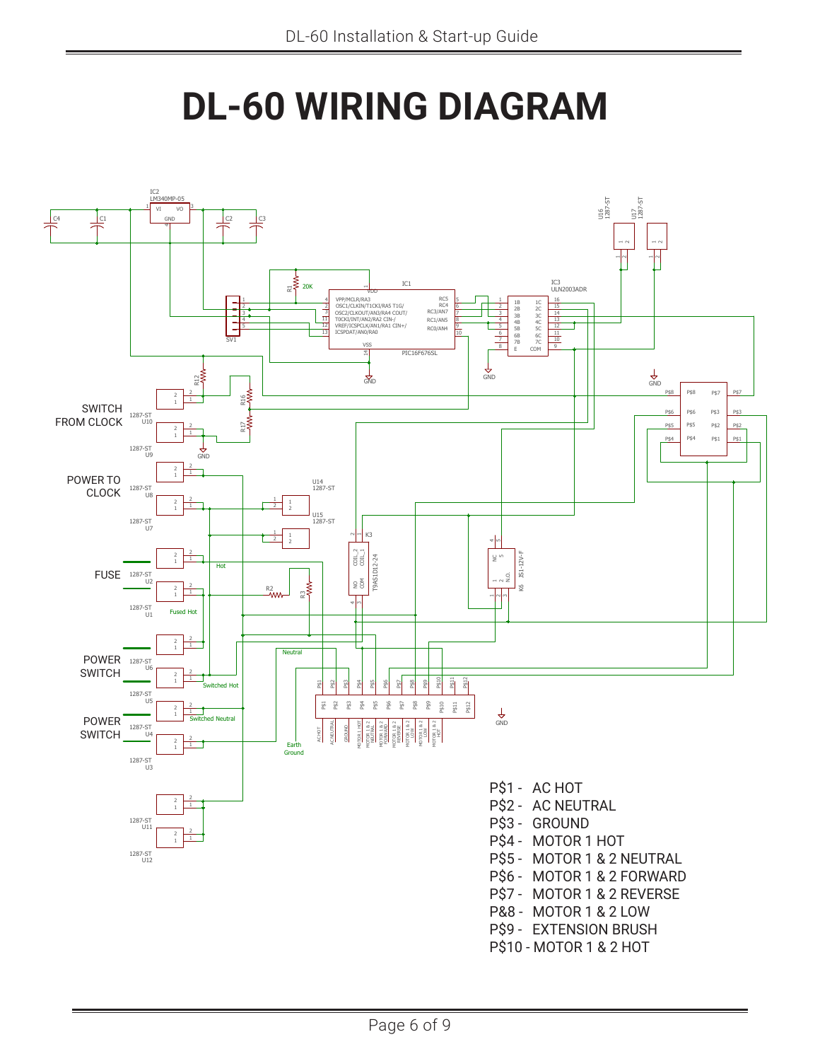# DL-60 WIRING DIAGRAM

SWITCH FROM CLOCK

POWER TO CLOCK

FUSE

POWER SWITCH

POWER SWITCH

P$1 - AC HOT
P$2 - AC NEUTRAL
P$3 - GROUND
P$4 - MOTOR 1 HOT
P$5 - MOTOR 1 & 2 NEUTRAL
P$6 - MOTOR 1 & 2 FORWARD
P$7 - MOTOR 1 & 2 REVERSE
P&8 - MOTOR 1 & 2 LOW
P$9 - EXTENSION BRUSH
P$10 - MOTOR 1 & 2 HOT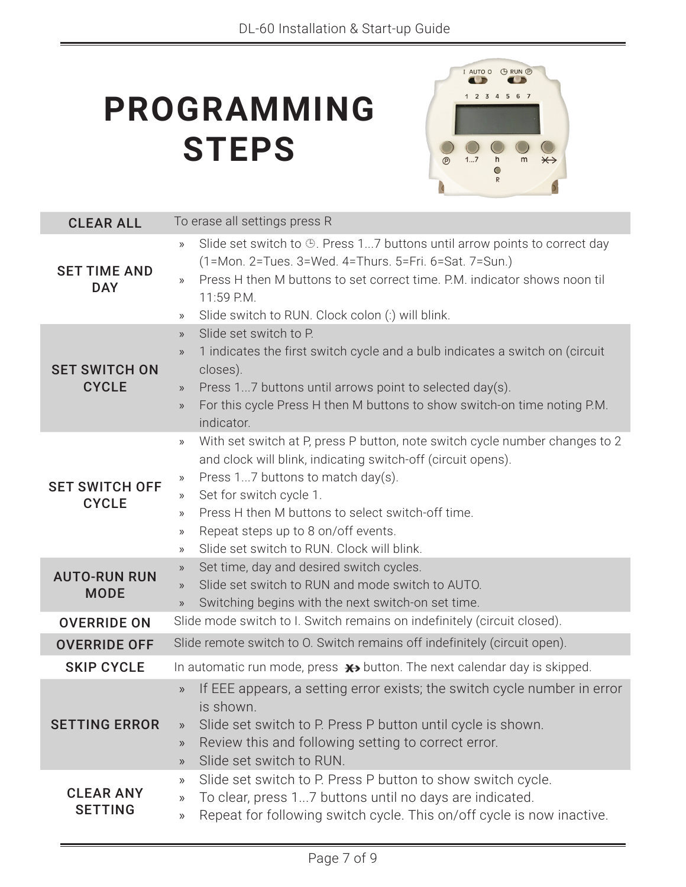# PROGRAMMING STEPS

| | |
|---|---|
| CLEAR ALL | To erase all settings press R |
| SET TIME AND DAY | » Slide set switch to ⌚. Press 1...7 buttons until arrow points to correct day (1=Mon. 2=Tues. 3=Wed. 4=Thurs. 5=Fri. 6=Sat. 7=Sun.)<br>» Press H then M buttons to set correct time. P.M. indicator shows noon til 11:59 P.M.<br>» Slide switch to RUN. Clock colon (:) will blink. |
| SET SWITCH ON CYCLE | » Slide set switch to P.<br>» 1 indicates the first switch cycle and a bulb indicates a switch on (circuit closes).<br>» Press 1...7 buttons until arrows point to selected day(s).<br>» For this cycle Press H then M buttons to show switch-on time noting P.M. indicator. |
| SET SWITCH OFF CYCLE | » With set switch at P, press P button, note switch cycle number changes to 2 and clock will blink, indicating switch-off (circuit opens).<br>» Press 1...7 buttons to match day(s).<br>» Set for switch cycle 1.<br>» Press H then M buttons to select switch-off time.<br>» Repeat steps up to 8 on/off events.<br>» Slide set switch to RUN. Clock will blink. |
| AUTO-RUN RUN MODE | » Set time, day and desired switch cycles.<br>» Slide set switch to RUN and mode switch to AUTO.<br>» Switching begins with the next switch-on set time. |
| OVERRIDE ON | Slide mode switch to I. Switch remains on indefinitely (circuit closed). |
| OVERRIDE OFF | Slide remote switch to O. Switch remains off indefinitely (circuit open). |
| SKIP CYCLE | In automatic run mode, press ✗→ button. The next calendar day is skipped. |
| SETTING ERROR | » If EEE appears, a setting error exists; the switch cycle number in error is shown.<br>» Slide set switch to P. Press P button until cycle is shown.<br>» Review this and following setting to correct error.<br>» Slide set switch to RUN. |
| CLEAR ANY SETTING | » Slide set switch to P. Press P button to show switch cycle.<br>» To clear, press 1...7 buttons until no days are indicated.<br>» Repeat for following switch cycle. This on/off cycle is now inactive. |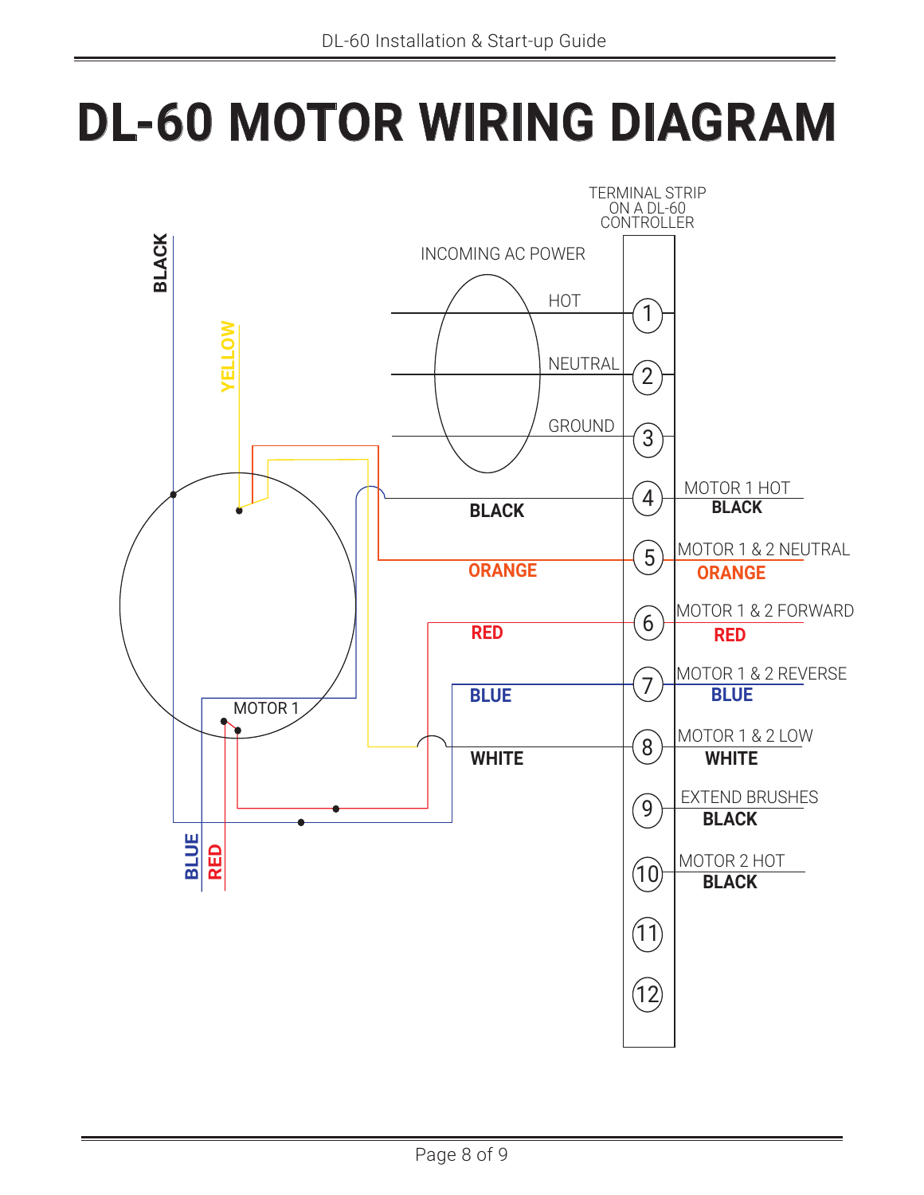# DL-60 MOTOR WIRING DIAGRAM

TERMINAL STRIP ON A DL-60 CONTROLLER

INCOMING AC POWER

HOT

NEUTRAL

GROUND

1

2

3

4 MOTOR 1 HOT **BLACK**

5 MOTOR 1 & 2 NEUTRAL **ORANGE**

6 MOTOR 1 & 2 FORWARD **RED**

7 MOTOR 1 & 2 REVERSE **BLUE**

8 MOTOR 1 & 2 LOW **WHITE**

9 EXTEND BRUSHES **BLACK**

10 MOTOR 2 HOT **BLACK**

11

12

**BLACK**

**ORANGE**

**RED**

**BLUE**

**WHITE**

MOTOR 1

**BLACK**

**YELLOW**

**BLUE**

**RED**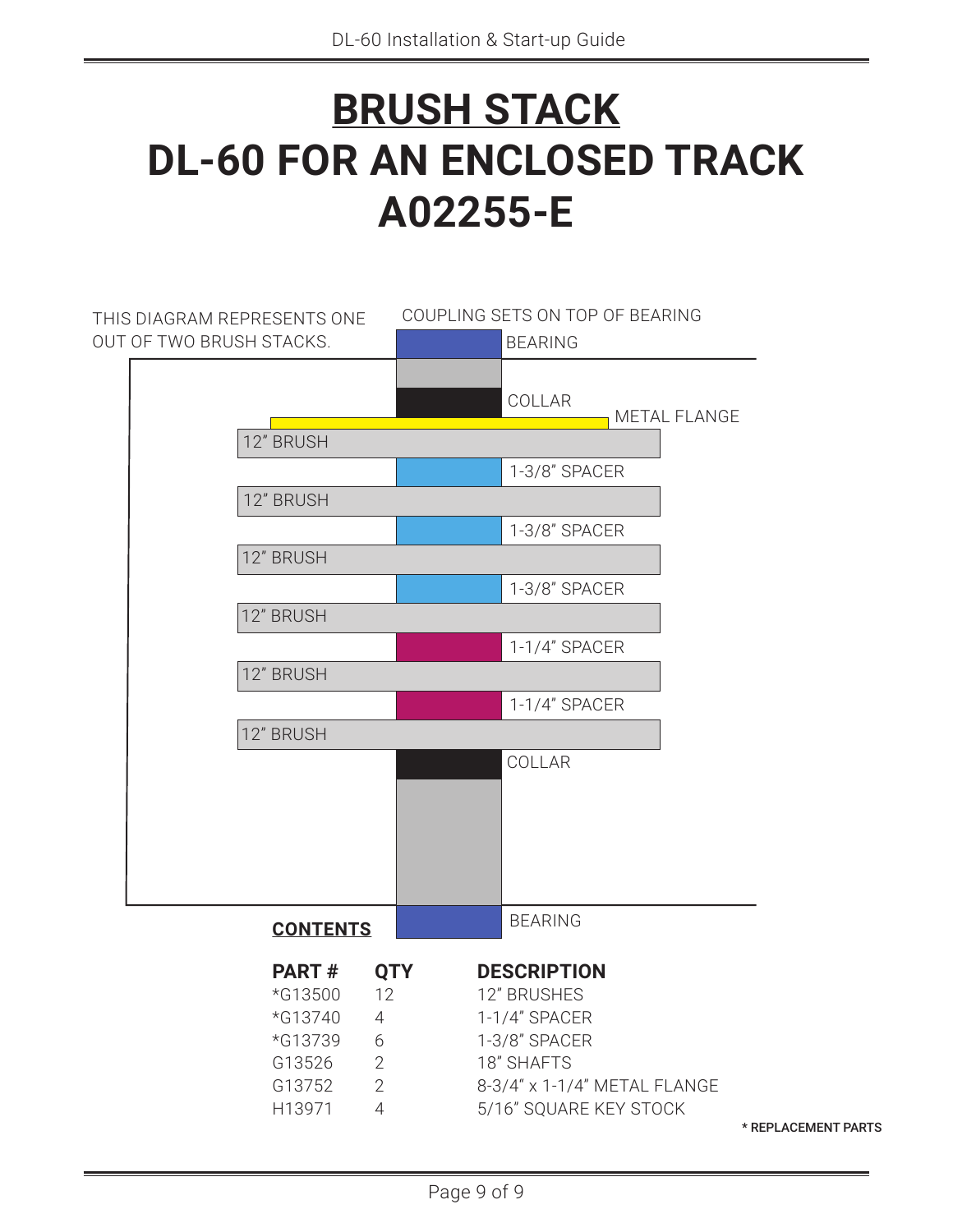# BRUSH STACK
# DL-60 FOR AN ENCLOSED TRACK
# A02255-E

THIS DIAGRAM REPRESENTS ONE OUT OF TWO BRUSH STACKS.

COUPLING SETS ON TOP OF BEARING

BEARING

COLLAR

METAL FLANGE

12" BRUSH

1-3/8" SPACER

12" BRUSH

1-3/8" SPACER

12" BRUSH

1-3/8" SPACER

12" BRUSH

1-1/4" SPACER

12" BRUSH

1-1/4" SPACER

12" BRUSH

COLLAR

BEARING

**CONTENTS**

| PART # | QTY | DESCRIPTION |
|---|---|---|
| *G13500 | 12 | 12" BRUSHES |
| *G13740 | 4 | 1-1/4" SPACER |
| *G13739 | 6 | 1-3/8" SPACER |
| G13526 | 2 | 18" SHAFTS |
| G13752 | 2 | 8-3/4" x 1-1/4" METAL FLANGE |
| H13971 | 4 | 5/16" SQUARE KEY STOCK |

**\* REPLACEMENT PARTS**